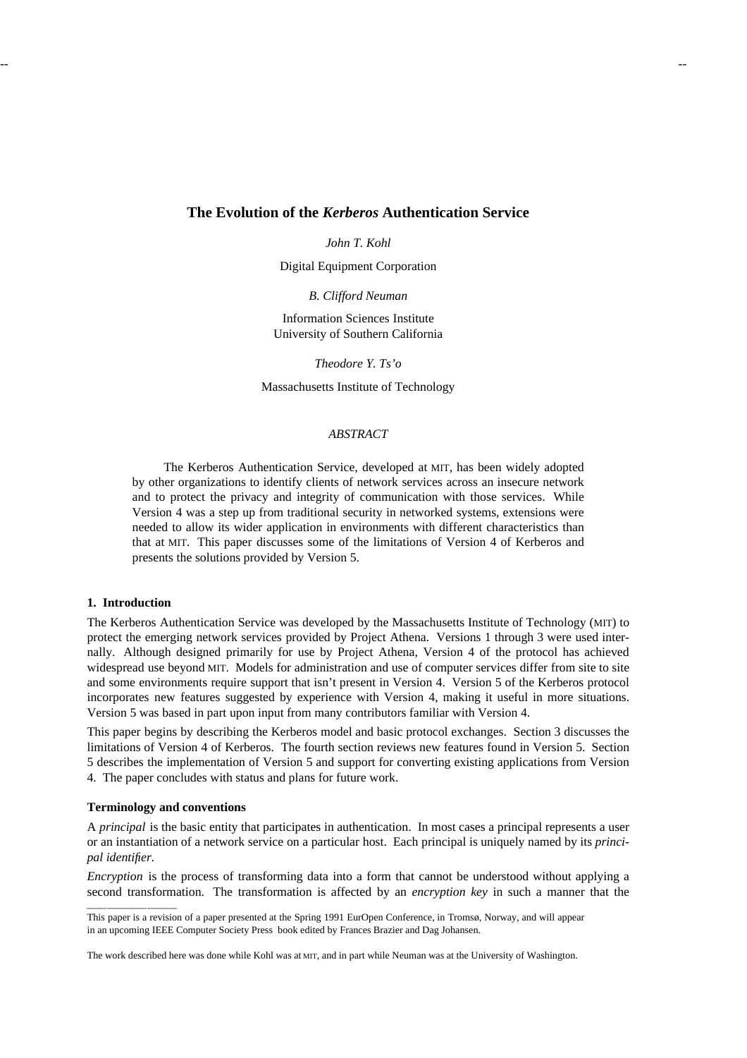# The Evolution of the *Kerberos* Authentication Service

*John T. Kohl*

Digital Equipment Corporation

*B. Clifford Neuman*

Information Sciences Institute
University of Southern California

*Theodore Y. Ts'o*

Massachusetts Institute of Technology

*ABSTRACT*

The Kerberos Authentication Service, developed at MIT, has been widely adopted by other organizations to identify clients of network services across an insecure network and to protect the privacy and integrity of communication with those services. While Version 4 was a step up from traditional security in networked systems, extensions were needed to allow its wider application in environments with different characteristics than that at MIT. This paper discusses some of the limitations of Version 4 of Kerberos and presents the solutions provided by Version 5.

## 1. Introduction

The Kerberos Authentication Service was developed by the Massachusetts Institute of Technology (MIT) to protect the emerging network services provided by Project Athena. Versions 1 through 3 were used internally. Although designed primarily for use by Project Athena, Version 4 of the protocol has achieved widespread use beyond MIT. Models for administration and use of computer services differ from site to site and some environments require support that isn't present in Version 4. Version 5 of the Kerberos protocol incorporates new features suggested by experience with Version 4, making it useful in more situations. Version 5 was based in part upon input from many contributors familiar with Version 4.

This paper begins by describing the Kerberos model and basic protocol exchanges. Section 3 discusses the limitations of Version 4 of Kerberos. The fourth section reviews new features found in Version 5. Section 5 describes the implementation of Version 5 and support for converting existing applications from Version 4. The paper concludes with status and plans for future work.

### Terminology and conventions

A *principal* is the basic entity that participates in authentication. In most cases a principal represents a user or an instantiation of a network service on a particular host. Each principal is uniquely named by its *principal identifier*.

*Encryption* is the process of transforming data into a form that cannot be understood without applying a second transformation. The transformation is affected by an *encryption key* in such a manner that the

---

This paper is a revision of a paper presented at the Spring 1991 EurOpen Conference, in Tromsø, Norway, and will appear in an upcoming IEEE Computer Society Press book edited by Frances Brazier and Dag Johansen.

The work described here was done while Kohl was at MIT, and in part while Neuman was at the University of Washington.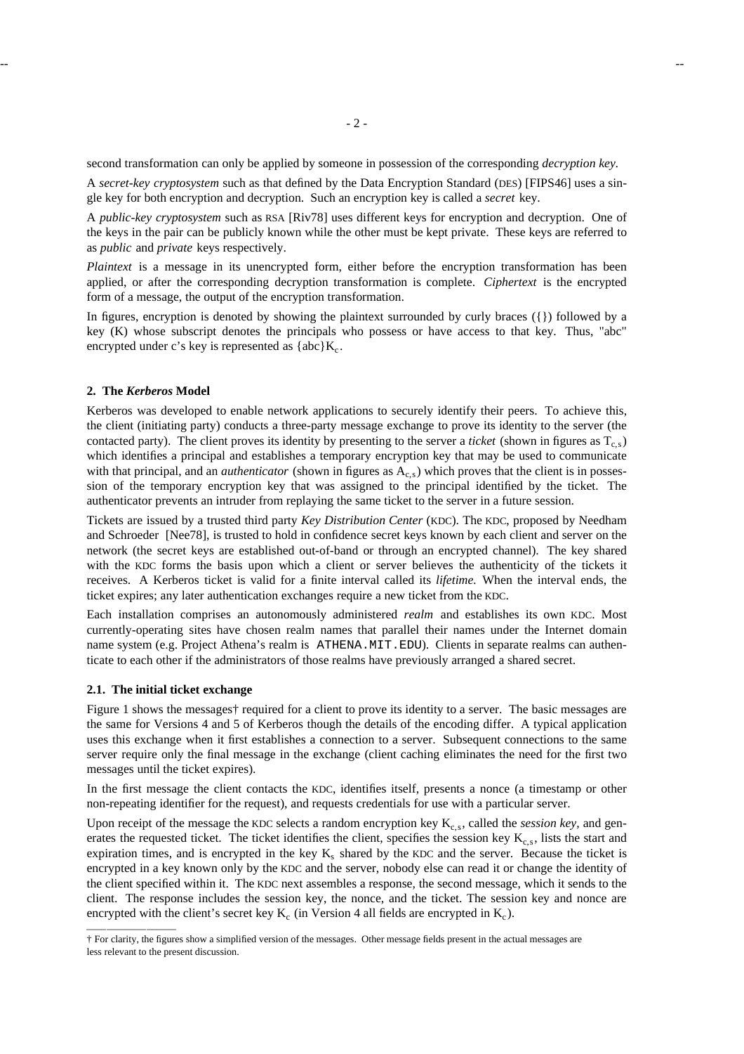second transformation can only be applied by someone in possession of the corresponding *decryption key*.

A *secret-key cryptosystem* such as that defined by the Data Encryption Standard (DES) [FIPS46] uses a single key for both encryption and decryption. Such an encryption key is called a *secret* key.

A *public-key cryptosystem* such as RSA [Riv78] uses different keys for encryption and decryption. One of the keys in the pair can be publicly known while the other must be kept private. These keys are referred to as *public* and *private* keys respectively.

*Plaintext* is a message in its unencrypted form, either before the encryption transformation has been applied, or after the corresponding decryption transformation is complete. *Ciphertext* is the encrypted form of a message, the output of the encryption transformation.

In figures, encryption is denoted by showing the plaintext surrounded by curly braces ({}) followed by a key (K) whose subscript denotes the principals who possess or have access to that key. Thus, "abc" encrypted under c's key is represented as $\{abc\}K_c$.

## 2. The *Kerberos* Model

Kerberos was developed to enable network applications to securely identify their peers. To achieve this, the client (initiating party) conducts a three-party message exchange to prove its identity to the server (the contacted party). The client proves its identity by presenting to the server a *ticket* (shown in figures as $T_{c,s}$) which identifies a principal and establishes a temporary encryption key that may be used to communicate with that principal, and an *authenticator* (shown in figures as $A_{c,s}$) which proves that the client is in possession of the temporary encryption key that was assigned to the principal identified by the ticket. The authenticator prevents an intruder from replaying the same ticket to the server in a future session.

Tickets are issued by a trusted third party *Key Distribution Center* (KDC). The KDC, proposed by Needham and Schroeder [Nee78], is trusted to hold in confidence secret keys known by each client and server on the network (the secret keys are established out-of-band or through an encrypted channel). The key shared with the KDC forms the basis upon which a client or server believes the authenticity of the tickets it receives. A Kerberos ticket is valid for a finite interval called its *lifetime*. When the interval ends, the ticket expires; any later authentication exchanges require a new ticket from the KDC.

Each installation comprises an autonomously administered *realm* and establishes its own KDC. Most currently-operating sites have chosen realm names that parallel their names under the Internet domain name system (e.g. Project Athena's realm is `ATHENA.MIT.EDU`). Clients in separate realms can authenticate to each other if the administrators of those realms have previously arranged a shared secret.

### 2.1. The initial ticket exchange

Figure 1 shows the messages† required for a client to prove its identity to a server. The basic messages are the same for Versions 4 and 5 of Kerberos though the details of the encoding differ. A typical application uses this exchange when it first establishes a connection to a server. Subsequent connections to the same server require only the final message in the exchange (client caching eliminates the need for the first two messages until the ticket expires).

In the first message the client contacts the KDC, identifies itself, presents a nonce (a timestamp or other non-repeating identifier for the request), and requests credentials for use with a particular server.

Upon receipt of the message the KDC selects a random encryption key $K_{c,s}$, called the *session key*, and generates the requested ticket. The ticket identifies the client, specifies the session key $K_{c,s}$, lists the start and expiration times, and is encrypted in the key $K_s$ shared by the KDC and the server. Because the ticket is encrypted in a key known only by the KDC and the server, nobody else can read it or change the identity of the client specified within it. The KDC next assembles a response, the second message, which it sends to the client. The response includes the session key, the nonce, and the ticket. The session key and nonce are encrypted with the client's secret key $K_c$ (in Version 4 all fields are encrypted in $K_c$).

† For clarity, the figures show a simplified version of the messages. Other message fields present in the actual messages are less relevant to the present discussion.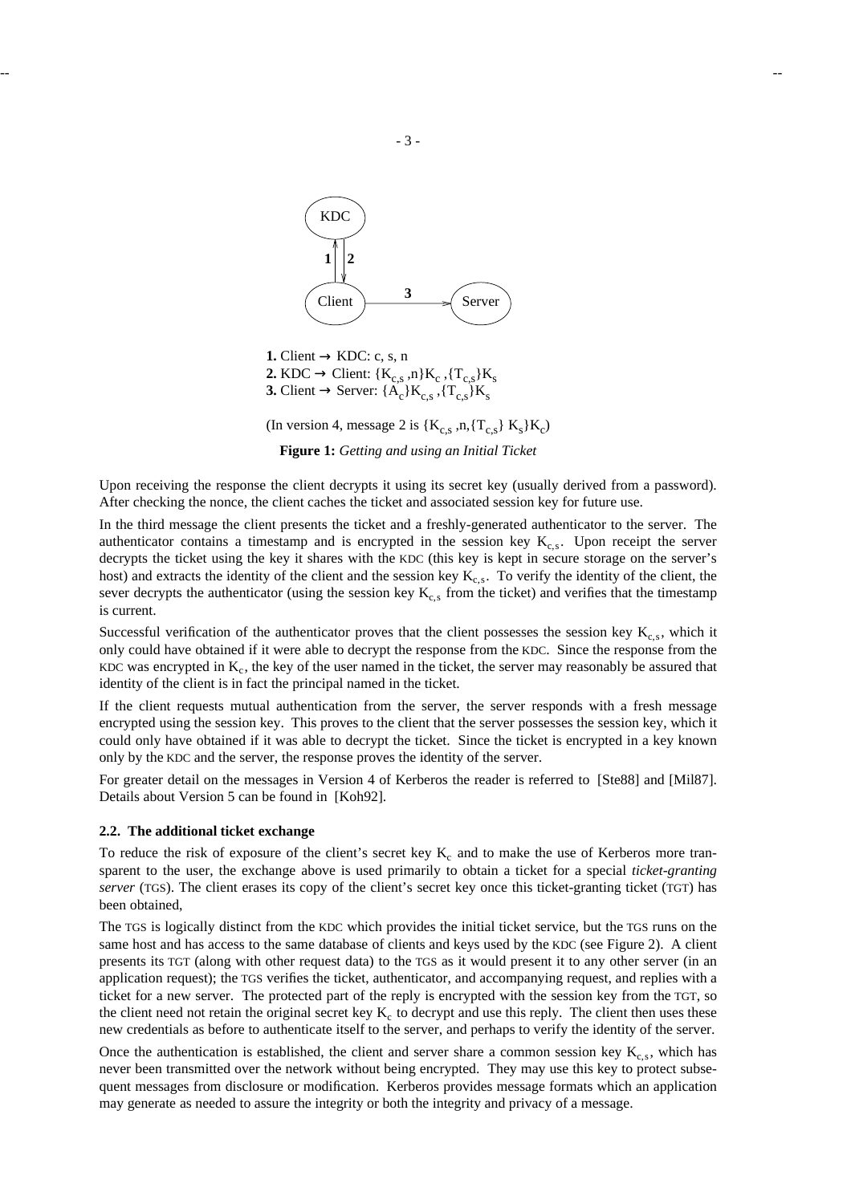**1.** Client → KDC: c, s, n
**2.** KDC → Client: $\{K_{c,s}, n\}K_c, \{T_{c,s}\}K_s$
**3.** Client → Server: $\{A_c\}K_{c,s}, \{T_{c,s}\}K_s$

(In version 4, message 2 is $\{K_{c,s}, n, \{T_{c,s}\} K_s\}K_c$)

**Figure 1:** *Getting and using an Initial Ticket*

Upon receiving the response the client decrypts it using its secret key (usually derived from a password). After checking the nonce, the client caches the ticket and associated session key for future use.

In the third message the client presents the ticket and a freshly-generated authenticator to the server. The authenticator contains a timestamp and is encrypted in the session key $K_{c,s}$. Upon receipt the server decrypts the ticket using the key it shares with the KDC (this key is kept in secure storage on the server's host) and extracts the identity of the client and the session key $K_{c,s}$. To verify the identity of the client, the sever decrypts the authenticator (using the session key $K_{c,s}$ from the ticket) and verifies that the timestamp is current.

Successful verification of the authenticator proves that the client possesses the session key $K_{c,s}$, which it only could have obtained if it were able to decrypt the response from the KDC. Since the response from the KDC was encrypted in $K_c$, the key of the user named in the ticket, the server may reasonably be assured that identity of the client is in fact the principal named in the ticket.

If the client requests mutual authentication from the server, the server responds with a fresh message encrypted using the session key. This proves to the client that the server possesses the session key, which it could only have obtained if it was able to decrypt the ticket. Since the ticket is encrypted in a key known only by the KDC and the server, the response proves the identity of the server.

For greater detail on the messages in Version 4 of Kerberos the reader is referred to [Ste88] and [Mil87]. Details about Version 5 can be found in [Koh92].

### 2.2. The additional ticket exchange

To reduce the risk of exposure of the client's secret key $K_c$ and to make the use of Kerberos more transparent to the user, the exchange above is used primarily to obtain a ticket for a special *ticket-granting server* (TGS). The client erases its copy of the client's secret key once this ticket-granting ticket (TGT) has been obtained,

The TGS is logically distinct from the KDC which provides the initial ticket service, but the TGS runs on the same host and has access to the same database of clients and keys used by the KDC (see Figure 2). A client presents its TGT (along with other request data) to the TGS as it would present it to any other server (in an application request); the TGS verifies the ticket, authenticator, and accompanying request, and replies with a ticket for a new server. The protected part of the reply is encrypted with the session key from the TGT, so the client need not retain the original secret key $K_c$ to decrypt and use this reply. The client then uses these new credentials as before to authenticate itself to the server, and perhaps to verify the identity of the server.

Once the authentication is established, the client and server share a common session key $K_{c,s}$, which has never been transmitted over the network without being encrypted. They may use this key to protect subsequent messages from disclosure or modification. Kerberos provides message formats which an application may generate as needed to assure the integrity or both the integrity and privacy of a message.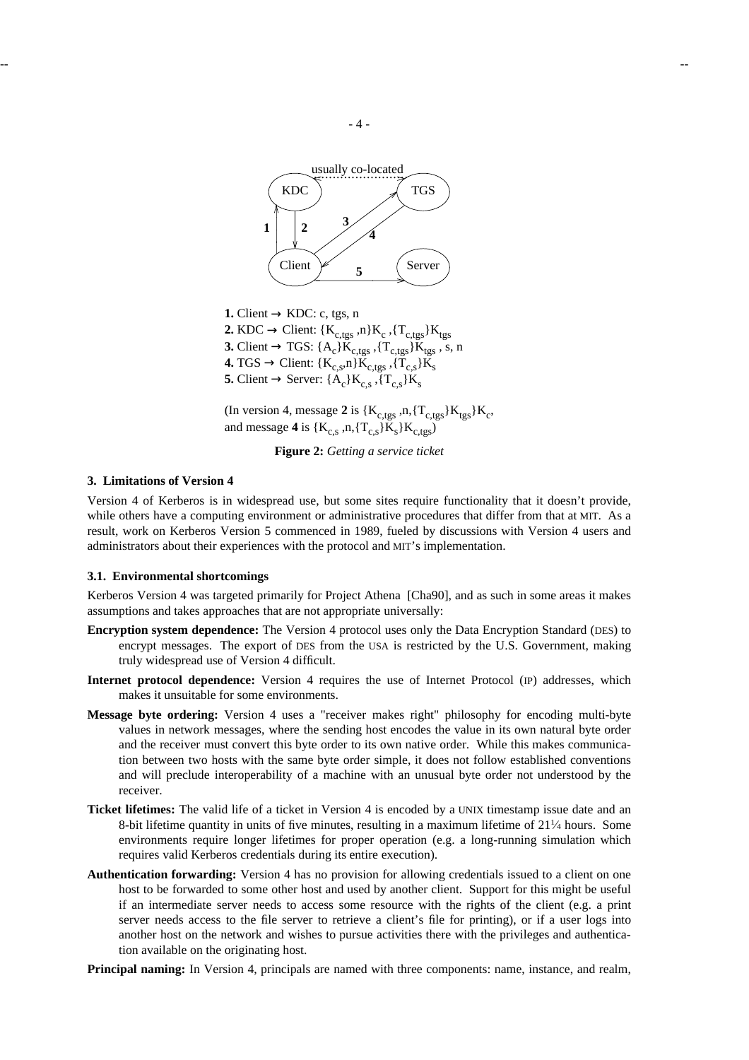1. Client → KDC: c, tgs, n
2. KDC → Client: $\{K_{c,tgs}, n\}K_c, \{T_{c,tgs}\}K_{tgs}$
3. Client → TGS: $\{A_c\}K_{c,tgs}, \{T_{c,tgs}\}K_{tgs}$, s, n
4. TGS → Client: $\{K_{c,s}, n\}K_{c,tgs}, \{T_{c,s}\}K_s$
5. Client → Server: $\{A_c\}K_{c,s}, \{T_{c,s}\}K_s$

(In version 4, message **2** is $\{K_{c,tgs}, n, \{T_{c,tgs}\}K_{tgs}\}K_c$, and message **4** is $\{K_{c,s}, n, \{T_{c,s}\}K_s\}K_{c,tgs}$)

**Figure 2:** *Getting a service ticket*

### 3. Limitations of Version 4

Version 4 of Kerberos is in widespread use, but some sites require functionality that it doesn't provide, while others have a computing environment or administrative procedures that differ from that at MIT. As a result, work on Kerberos Version 5 commenced in 1989, fueled by discussions with Version 4 users and administrators about their experiences with the protocol and MIT's implementation.

#### 3.1. Environmental shortcomings

Kerberos Version 4 was targeted primarily for Project Athena [Cha90], and as such in some areas it makes assumptions and takes approaches that are not appropriate universally:

**Encryption system dependence:** The Version 4 protocol uses only the Data Encryption Standard (DES) to encrypt messages. The export of DES from the USA is restricted by the U.S. Government, making truly widespread use of Version 4 difficult.

**Internet protocol dependence:** Version 4 requires the use of Internet Protocol (IP) addresses, which makes it unsuitable for some environments.

**Message byte ordering:** Version 4 uses a "receiver makes right" philosophy for encoding multi-byte values in network messages, where the sending host encodes the value in its own natural byte order and the receiver must convert this byte order to its own native order. While this makes communication between two hosts with the same byte order simple, it does not follow established conventions and will preclude interoperability of a machine with an unusual byte order not understood by the receiver.

**Ticket lifetimes:** The valid life of a ticket in Version 4 is encoded by a UNIX timestamp issue date and an 8-bit lifetime quantity in units of five minutes, resulting in a maximum lifetime of 21¼ hours. Some environments require longer lifetimes for proper operation (e.g. a long-running simulation which requires valid Kerberos credentials during its entire execution).

**Authentication forwarding:** Version 4 has no provision for allowing credentials issued to a client on one host to be forwarded to some other host and used by another client. Support for this might be useful if an intermediate server needs to access some resource with the rights of the client (e.g. a print server needs access to the file server to retrieve a client's file for printing), or if a user logs into another host on the network and wishes to pursue activities there with the privileges and authentication available on the originating host.

**Principal naming:** In Version 4, principals are named with three components: name, instance, and realm,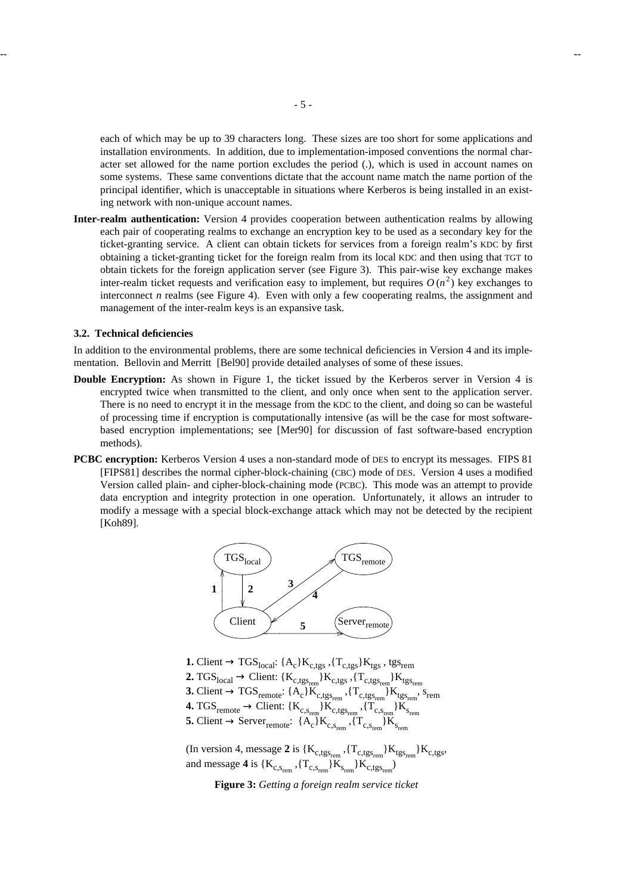each of which may be up to 39 characters long. These sizes are too short for some applications and installation environments. In addition, due to implementation-imposed conventions the normal character set allowed for the name portion excludes the period (.), which is used in account names on some systems. These same conventions dictate that the account name match the name portion of the principal identifier, which is unacceptable in situations where Kerberos is being installed in an existing network with non-unique account names.

**Inter-realm authentication:** Version 4 provides cooperation between authentication realms by allowing each pair of cooperating realms to exchange an encryption key to be used as a secondary key for the ticket-granting service. A client can obtain tickets for services from a foreign realm's KDC by first obtaining a ticket-granting ticket for the foreign realm from its local KDC and then using that TGT to obtain tickets for the foreign application server (see Figure 3). This pair-wise key exchange makes inter-realm ticket requests and verification easy to implement, but requires $O(n^2)$ key exchanges to interconnect $n$ realms (see Figure 4). Even with only a few cooperating realms, the assignment and management of the inter-realm keys is an expansive task.

### 3.2. Technical deficiencies

In addition to the environmental problems, there are some technical deficiencies in Version 4 and its implementation. Bellovin and Merritt [Bel90] provide detailed analyses of some of these issues.

**Double Encryption:** As shown in Figure 1, the ticket issued by the Kerberos server in Version 4 is encrypted twice when transmitted to the client, and only once when sent to the application server. There is no need to encrypt it in the message from the KDC to the client, and doing so can be wasteful of processing time if encryption is computationally intensive (as will be the case for most software-based encryption implementations; see [Mer90] for discussion of fast software-based encryption methods).

**PCBC encryption:** Kerberos Version 4 uses a non-standard mode of DES to encrypt its messages. FIPS 81 [FIPS81] describes the normal cipher-block-chaining (CBC) mode of DES. Version 4 uses a modified Version called plain- and cipher-block-chaining mode (PCBC). This mode was an attempt to provide data encryption and integrity protection in one operation. Unfortunately, it allows an intruder to modify a message with a special block-exchange attack which may not be detected by the recipient [Koh89].

**1.** Client → $TGS_{local}$: $\{A_c\}K_{c,tgs}, \{T_{c,tgs}\}K_{tgs}, tgs_{rem}$

**2.** $TGS_{local}$ → Client: $\{K_{c,tgs_{rem}}\}K_{c,tgs}, \{T_{c,tgs_{rem}}\}K_{tgs_{rem}}$

**3.** Client → $TGS_{remote}$: $\{A_c\}K_{c,tgs_{rem}}, \{T_{c,tgs_{rem}}\}K_{tgs_{rem}}, s_{rem}$

**4.** $TGS_{remote}$ → Client: $\{K_{c,s_{rem}}\}K_{c,tgs_{rem}}, \{T_{c,s_{rem}}\}K_{s_{rem}}$

**5.** Client → $Server_{remote}$: $\{A_c\}K_{c,s_{rem}}, \{T_{c,s_{rem}}\}K_{s_{rem}}$

(In version 4, message **2** is $\{K_{c,tgs_{rem}}, \{T_{c,tgs_{rem}}\}K_{tgs_{rem}}\}K_{c,tgs}$, and message **4** is $\{K_{c,s_{rem}}, \{T_{c,s_{rem}}\}K_{s_{rem}}\}K_{c,tgs_{rem}}$)

**Figure 3:** *Getting a foreign realm service ticket*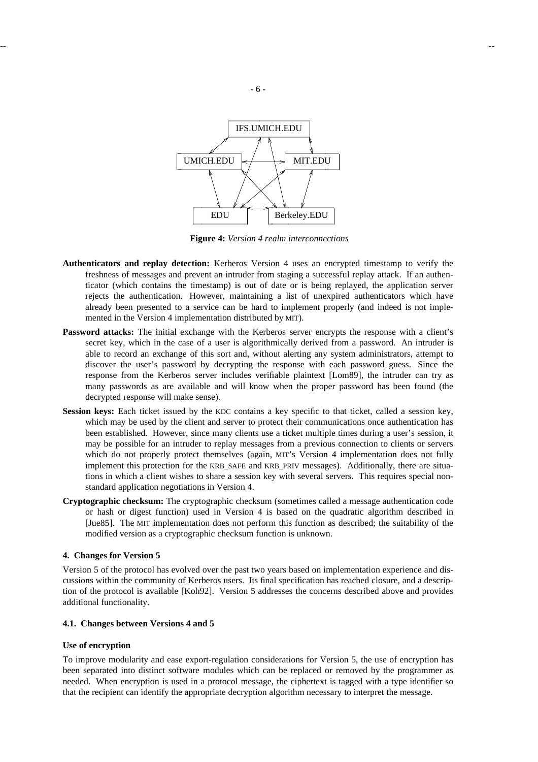IFS.UMICH.EDU

UMICH.EDU

MIT.EDU

EDU

Berkeley.EDU

**Figure 4:** *Version 4 realm interconnections*

**Authenticators and replay detection:** Kerberos Version 4 uses an encrypted timestamp to verify the freshness of messages and prevent an intruder from staging a successful replay attack. If an authenticator (which contains the timestamp) is out of date or is being replayed, the application server rejects the authentication. However, maintaining a list of unexpired authenticators which have already been presented to a service can be hard to implement properly (and indeed is not implemented in the Version 4 implementation distributed by MIT).

**Password attacks:** The initial exchange with the Kerberos server encrypts the response with a client's secret key, which in the case of a user is algorithmically derived from a password. An intruder is able to record an exchange of this sort and, without alerting any system administrators, attempt to discover the user's password by decrypting the response with each password guess. Since the response from the Kerberos server includes verifiable plaintext [Lom89], the intruder can try as many passwords as are available and will know when the proper password has been found (the decrypted response will make sense).

**Session keys:** Each ticket issued by the KDC contains a key specific to that ticket, called a session key, which may be used by the client and server to protect their communications once authentication has been established. However, since many clients use a ticket multiple times during a user's session, it may be possible for an intruder to replay messages from a previous connection to clients or servers which do not properly protect themselves (again, MIT's Version 4 implementation does not fully implement this protection for the KRB_SAFE and KRB_PRIV messages). Additionally, there are situations in which a client wishes to share a session key with several servers. This requires special non-standard application negotiations in Version 4.

**Cryptographic checksum:** The cryptographic checksum (sometimes called a message authentication code or hash or digest function) used in Version 4 is based on the quadratic algorithm described in [Jue85]. The MIT implementation does not perform this function as described; the suitability of the modified version as a cryptographic checksum function is unknown.

## 4. Changes for Version 5

Version 5 of the protocol has evolved over the past two years based on implementation experience and discussions within the community of Kerberos users. Its final specification has reached closure, and a description of the protocol is available [Koh92]. Version 5 addresses the concerns described above and provides additional functionality.

### 4.1. Changes between Versions 4 and 5

#### Use of encryption

To improve modularity and ease export-regulation considerations for Version 5, the use of encryption has been separated into distinct software modules which can be replaced or removed by the programmer as needed. When encryption is used in a protocol message, the ciphertext is tagged with a type identifier so that the recipient can identify the appropriate decryption algorithm necessary to interpret the message.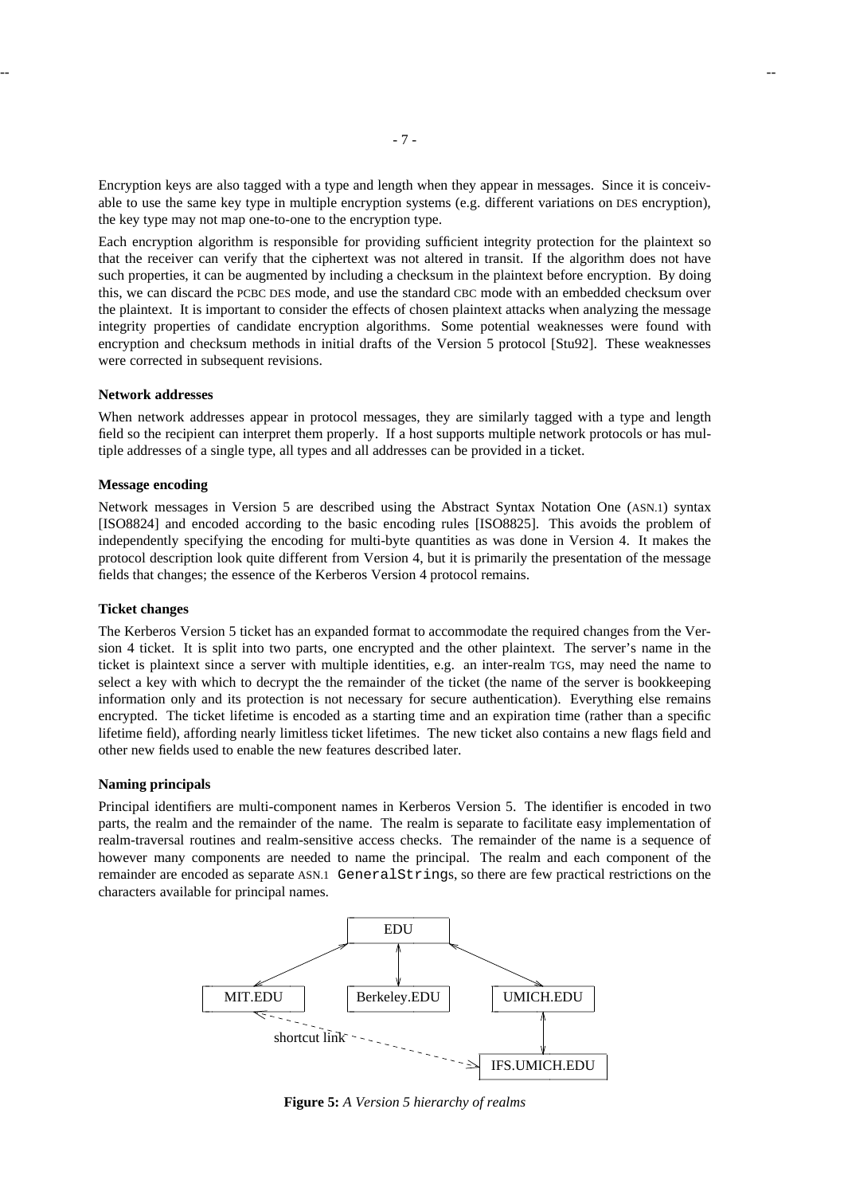Encryption keys are also tagged with a type and length when they appear in messages. Since it is conceivable to use the same key type in multiple encryption systems (e.g. different variations on DES encryption), the key type may not map one-to-one to the encryption type.

Each encryption algorithm is responsible for providing sufficient integrity protection for the plaintext so that the receiver can verify that the ciphertext was not altered in transit. If the algorithm does not have such properties, it can be augmented by including a checksum in the plaintext before encryption. By doing this, we can discard the PCBC DES mode, and use the standard CBC mode with an embedded checksum over the plaintext. It is important to consider the effects of chosen plaintext attacks when analyzing the message integrity properties of candidate encryption algorithms. Some potential weaknesses were found with encryption and checksum methods in initial drafts of the Version 5 protocol [Stu92]. These weaknesses were corrected in subsequent revisions.

**Network addresses**

When network addresses appear in protocol messages, they are similarly tagged with a type and length field so the recipient can interpret them properly. If a host supports multiple network protocols or has multiple addresses of a single type, all types and all addresses can be provided in a ticket.

**Message encoding**

Network messages in Version 5 are described using the Abstract Syntax Notation One (ASN.1) syntax [ISO8824] and encoded according to the basic encoding rules [ISO8825]. This avoids the problem of independently specifying the encoding for multi-byte quantities as was done in Version 4. It makes the protocol description look quite different from Version 4, but it is primarily the presentation of the message fields that changes; the essence of the Kerberos Version 4 protocol remains.

**Ticket changes**

The Kerberos Version 5 ticket has an expanded format to accommodate the required changes from the Version 4 ticket. It is split into two parts, one encrypted and the other plaintext. The server's name in the ticket is plaintext since a server with multiple identities, e.g. an inter-realm TGS, may need the name to select a key with which to decrypt the the remainder of the ticket (the name of the server is bookkeeping information only and its protection is not necessary for secure authentication). Everything else remains encrypted. The ticket lifetime is encoded as a starting time and an expiration time (rather than a specific lifetime field), affording nearly limitless ticket lifetimes. The new ticket also contains a new flags field and other new fields used to enable the new features described later.

**Naming principals**

Principal identifiers are multi-component names in Kerberos Version 5. The identifier is encoded in two parts, the realm and the remainder of the name. The realm is separate to facilitate easy implementation of realm-traversal routines and realm-sensitive access checks. The remainder of the name is a sequence of however many components are needed to name the principal. The realm and each component of the remainder are encoded as separate ASN.1 `GeneralString`s, so there are few practical restrictions on the characters available for principal names.

EDU, MIT.EDU, Berkeley.EDU, UMICH.EDU, IFS.UMICH.EDU, shortcut link

**Figure 5:** *A Version 5 hierarchy of realms*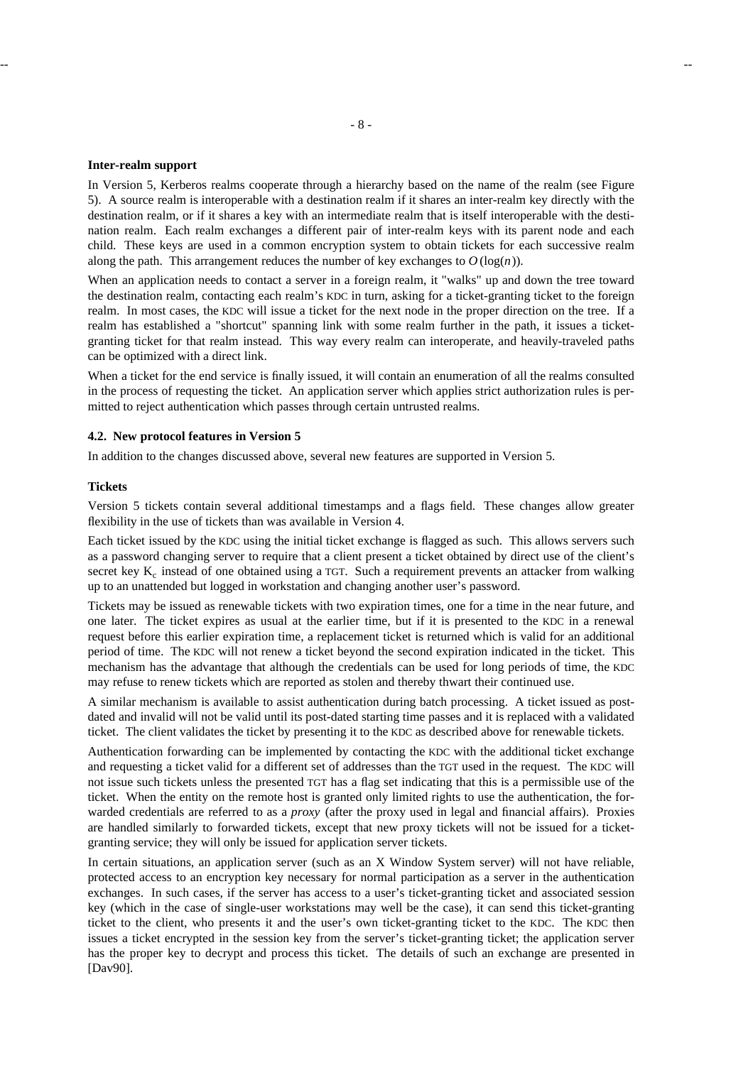**Inter-realm support**

In Version 5, Kerberos realms cooperate through a hierarchy based on the name of the realm (see Figure 5). A source realm is interoperable with a destination realm if it shares an inter-realm key directly with the destination realm, or if it shares a key with an intermediate realm that is itself interoperable with the destination realm. Each realm exchanges a different pair of inter-realm keys with its parent node and each child. These keys are used in a common encryption system to obtain tickets for each successive realm along the path. This arrangement reduces the number of key exchanges to $O(\log(n))$.

When an application needs to contact a server in a foreign realm, it "walks" up and down the tree toward the destination realm, contacting each realm's KDC in turn, asking for a ticket-granting ticket to the foreign realm. In most cases, the KDC will issue a ticket for the next node in the proper direction on the tree. If a realm has established a "shortcut" spanning link with some realm further in the path, it issues a ticket-granting ticket for that realm instead. This way every realm can interoperate, and heavily-traveled paths can be optimized with a direct link.

When a ticket for the end service is finally issued, it will contain an enumeration of all the realms consulted in the process of requesting the ticket. An application server which applies strict authorization rules is permitted to reject authentication which passes through certain untrusted realms.

## 4.2. New protocol features in Version 5

In addition to the changes discussed above, several new features are supported in Version 5.

**Tickets**

Version 5 tickets contain several additional timestamps and a flags field. These changes allow greater flexibility in the use of tickets than was available in Version 4.

Each ticket issued by the KDC using the initial ticket exchange is flagged as such. This allows servers such as a password changing server to require that a client present a ticket obtained by direct use of the client's secret key $K_c$ instead of one obtained using a TGT. Such a requirement prevents an attacker from walking up to an unattended but logged in workstation and changing another user's password.

Tickets may be issued as renewable tickets with two expiration times, one for a time in the near future, and one later. The ticket expires as usual at the earlier time, but if it is presented to the KDC in a renewal request before this earlier expiration time, a replacement ticket is returned which is valid for an additional period of time. The KDC will not renew a ticket beyond the second expiration indicated in the ticket. This mechanism has the advantage that although the credentials can be used for long periods of time, the KDC may refuse to renew tickets which are reported as stolen and thereby thwart their continued use.

A similar mechanism is available to assist authentication during batch processing. A ticket issued as post-dated and invalid will not be valid until its post-dated starting time passes and it is replaced with a validated ticket. The client validates the ticket by presenting it to the KDC as described above for renewable tickets.

Authentication forwarding can be implemented by contacting the KDC with the additional ticket exchange and requesting a ticket valid for a different set of addresses than the TGT used in the request. The KDC will not issue such tickets unless the presented TGT has a flag set indicating that this is a permissible use of the ticket. When the entity on the remote host is granted only limited rights to use the authentication, the forwarded credentials are referred to as a *proxy* (after the proxy used in legal and financial affairs). Proxies are handled similarly to forwarded tickets, except that new proxy tickets will not be issued for a ticket-granting service; they will only be issued for application server tickets.

In certain situations, an application server (such as an X Window System server) will not have reliable, protected access to an encryption key necessary for normal participation as a server in the authentication exchanges. In such cases, if the server has access to a user's ticket-granting ticket and associated session key (which in the case of single-user workstations may well be the case), it can send this ticket-granting ticket to the client, who presents it and the user's own ticket-granting ticket to the KDC. The KDC then issues a ticket encrypted in the session key from the server's ticket-granting ticket; the application server has the proper key to decrypt and process this ticket. The details of such an exchange are presented in [Dav90].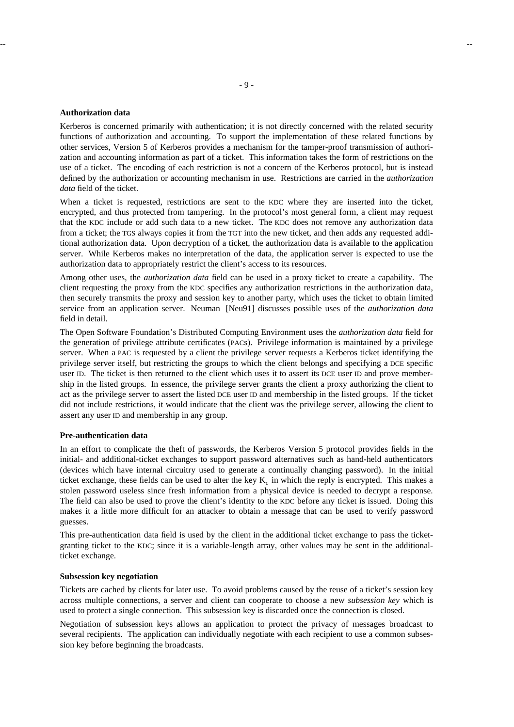**Authorization data**

Kerberos is concerned primarily with authentication; it is not directly concerned with the related security functions of authorization and accounting. To support the implementation of these related functions by other services, Version 5 of Kerberos provides a mechanism for the tamper-proof transmission of authorization and accounting information as part of a ticket. This information takes the form of restrictions on the use of a ticket. The encoding of each restriction is not a concern of the Kerberos protocol, but is instead defined by the authorization or accounting mechanism in use. Restrictions are carried in the *authorization data* field of the ticket.

When a ticket is requested, restrictions are sent to the KDC where they are inserted into the ticket, encrypted, and thus protected from tampering. In the protocol's most general form, a client may request that the KDC include or add such data to a new ticket. The KDC does not remove any authorization data from a ticket; the TGS always copies it from the TGT into the new ticket, and then adds any requested additional authorization data. Upon decryption of a ticket, the authorization data is available to the application server. While Kerberos makes no interpretation of the data, the application server is expected to use the authorization data to appropriately restrict the client's access to its resources.

Among other uses, the *authorization data* field can be used in a proxy ticket to create a capability. The client requesting the proxy from the KDC specifies any authorization restrictions in the authorization data, then securely transmits the proxy and session key to another party, which uses the ticket to obtain limited service from an application server. Neuman [Neu91] discusses possible uses of the *authorization data* field in detail.

The Open Software Foundation's Distributed Computing Environment uses the *authorization data* field for the generation of privilege attribute certificates (PACs). Privilege information is maintained by a privilege server. When a PAC is requested by a client the privilege server requests a Kerberos ticket identifying the privilege server itself, but restricting the groups to which the client belongs and specifying a DCE specific user ID. The ticket is then returned to the client which uses it to assert its DCE user ID and prove membership in the listed groups. In essence, the privilege server grants the client a proxy authorizing the client to act as the privilege server to assert the listed DCE user ID and membership in the listed groups. If the ticket did not include restrictions, it would indicate that the client was the privilege server, allowing the client to assert any user ID and membership in any group.

**Pre-authentication data**

In an effort to complicate the theft of passwords, the Kerberos Version 5 protocol provides fields in the initial- and additional-ticket exchanges to support password alternatives such as hand-held authenticators (devices which have internal circuitry used to generate a continually changing password). In the initial ticket exchange, these fields can be used to alter the key $K_c$ in which the reply is encrypted. This makes a stolen password useless since fresh information from a physical device is needed to decrypt a response. The field can also be used to prove the client's identity to the KDC before any ticket is issued. Doing this makes it a little more difficult for an attacker to obtain a message that can be used to verify password guesses.

This pre-authentication data field is used by the client in the additional ticket exchange to pass the ticket-granting ticket to the KDC; since it is a variable-length array, other values may be sent in the additional-ticket exchange.

**Subsession key negotiation**

Tickets are cached by clients for later use. To avoid problems caused by the reuse of a ticket's session key across multiple connections, a server and client can cooperate to choose a new *subsession key* which is used to protect a single connection. This subsession key is discarded once the connection is closed.

Negotiation of subsession keys allows an application to protect the privacy of messages broadcast to several recipients. The application can individually negotiate with each recipient to use a common subsession key before beginning the broadcasts.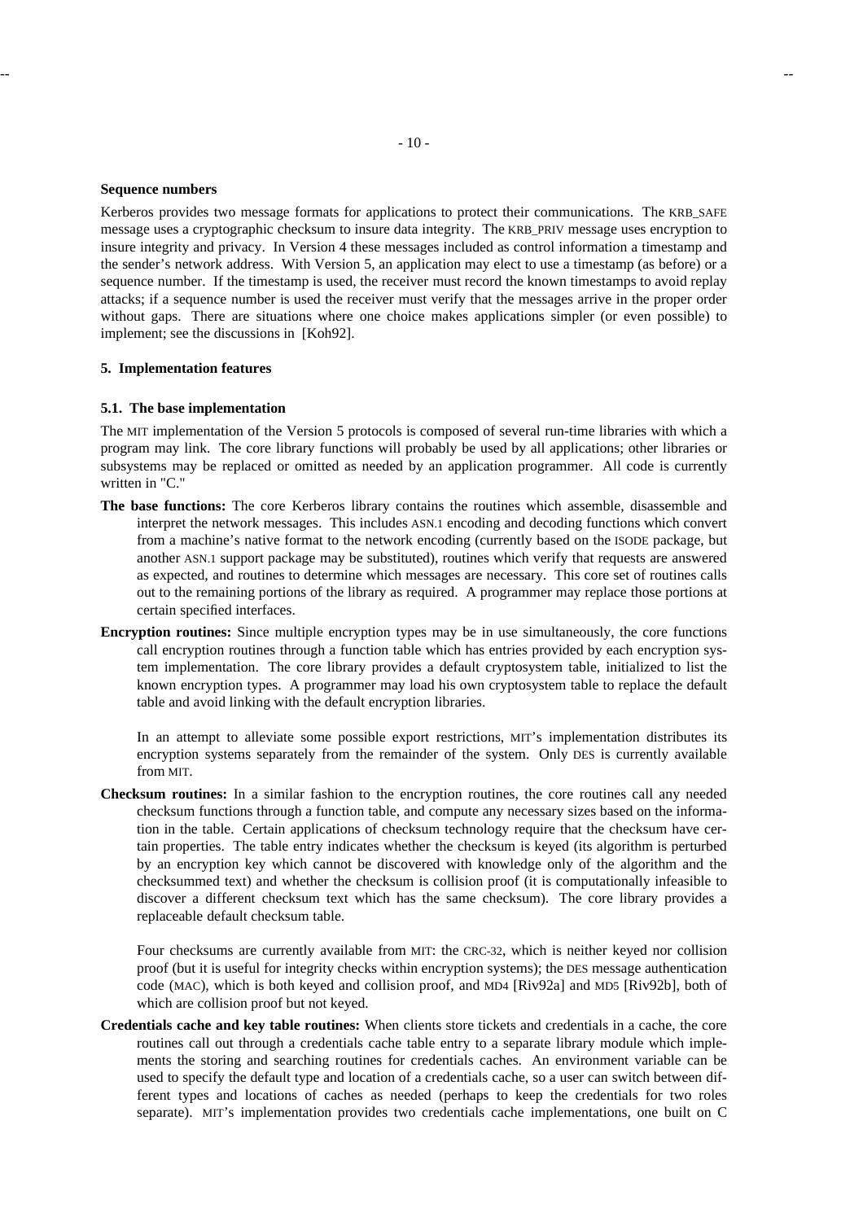**Sequence numbers**

Kerberos provides two message formats for applications to protect their communications. The KRB_SAFE message uses a cryptographic checksum to insure data integrity. The KRB_PRIV message uses encryption to insure integrity and privacy. In Version 4 these messages included as control information a timestamp and the sender's network address. With Version 5, an application may elect to use a timestamp (as before) or a sequence number. If the timestamp is used, the receiver must record the known timestamps to avoid replay attacks; if a sequence number is used the receiver must verify that the messages arrive in the proper order without gaps. There are situations where one choice makes applications simpler (or even possible) to implement; see the discussions in [Koh92].

## 5. Implementation features

### 5.1. The base implementation

The MIT implementation of the Version 5 protocols is composed of several run-time libraries with which a program may link. The core library functions will probably be used by all applications; other libraries or subsystems may be replaced or omitted as needed by an application programmer. All code is currently written in "C."

**The base functions:** The core Kerberos library contains the routines which assemble, disassemble and interpret the network messages. This includes ASN.1 encoding and decoding functions which convert from a machine's native format to the network encoding (currently based on the ISODE package, but another ASN.1 support package may be substituted), routines which verify that requests are answered as expected, and routines to determine which messages are necessary. This core set of routines calls out to the remaining portions of the library as required. A programmer may replace those portions at certain specified interfaces.

**Encryption routines:** Since multiple encryption types may be in use simultaneously, the core functions call encryption routines through a function table which has entries provided by each encryption system implementation. The core library provides a default cryptosystem table, initialized to list the known encryption types. A programmer may load his own cryptosystem table to replace the default table and avoid linking with the default encryption libraries.

In an attempt to alleviate some possible export restrictions, MIT's implementation distributes its encryption systems separately from the remainder of the system. Only DES is currently available from MIT.

**Checksum routines:** In a similar fashion to the encryption routines, the core routines call any needed checksum functions through a function table, and compute any necessary sizes based on the information in the table. Certain applications of checksum technology require that the checksum have certain properties. The table entry indicates whether the checksum is keyed (its algorithm is perturbed by an encryption key which cannot be discovered with knowledge only of the algorithm and the checksummed text) and whether the checksum is collision proof (it is computationally infeasible to discover a different checksum text which has the same checksum). The core library provides a replaceable default checksum table.

Four checksums are currently available from MIT: the CRC-32, which is neither keyed nor collision proof (but it is useful for integrity checks within encryption systems); the DES message authentication code (MAC), which is both keyed and collision proof, and MD4 [Riv92a] and MD5 [Riv92b], both of which are collision proof but not keyed.

**Credentials cache and key table routines:** When clients store tickets and credentials in a cache, the core routines call out through a credentials cache table entry to a separate library module which implements the storing and searching routines for credentials caches. An environment variable can be used to specify the default type and location of a credentials cache, so a user can switch between different types and locations of caches as needed (perhaps to keep the credentials for two roles separate). MIT's implementation provides two credentials cache implementations, one built on C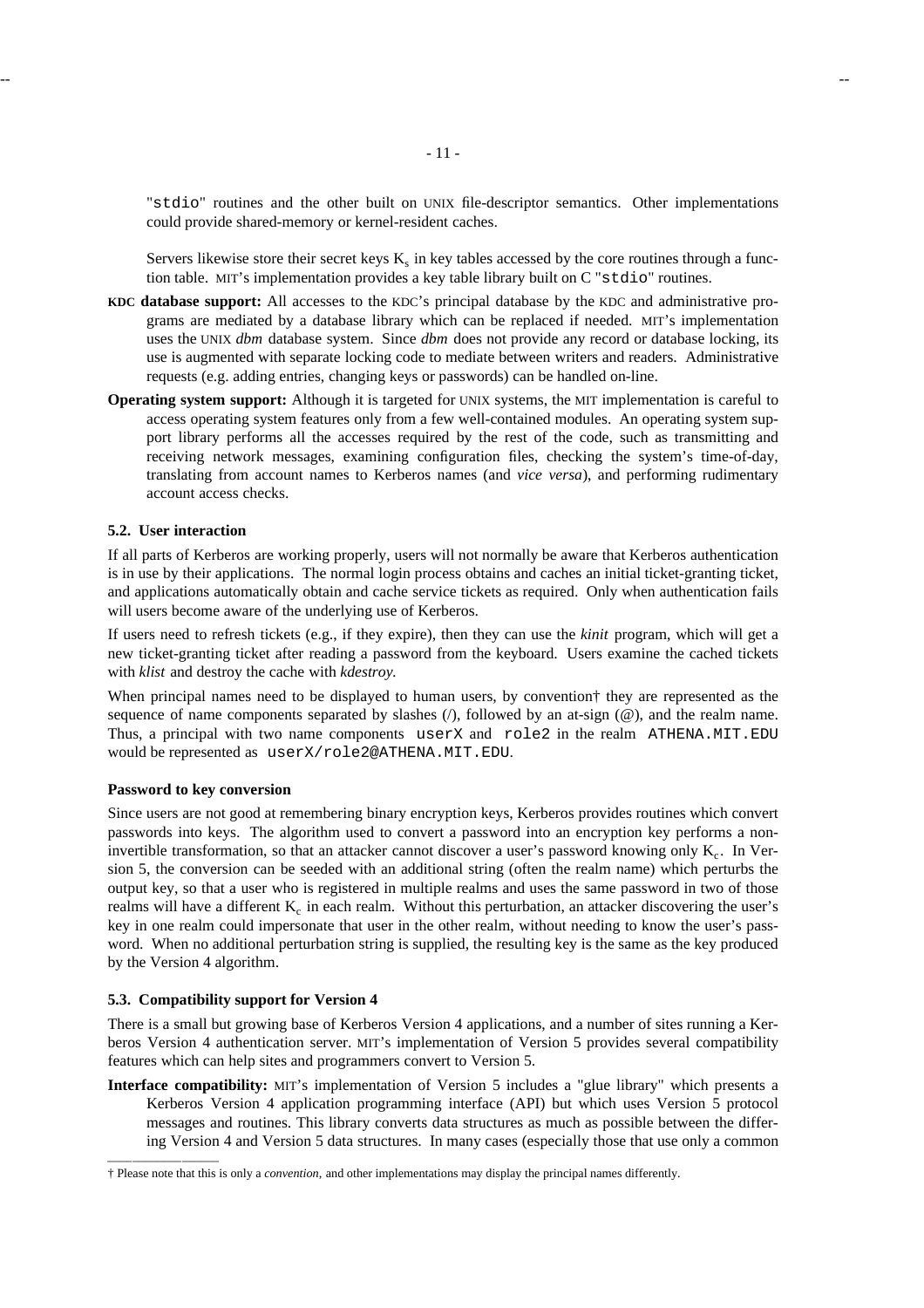"stdio" routines and the other built on UNIX file-descriptor semantics. Other implementations could provide shared-memory or kernel-resident caches.

Servers likewise store their secret keys $K_s$ in key tables accessed by the core routines through a function table. MIT's implementation provides a key table library built on C "stdio" routines.

**KDC database support:** All accesses to the KDC's principal database by the KDC and administrative programs are mediated by a database library which can be replaced if needed. MIT's implementation uses the UNIX *dbm* database system. Since *dbm* does not provide any record or database locking, its use is augmented with separate locking code to mediate between writers and readers. Administrative requests (e.g. adding entries, changing keys or passwords) can be handled on-line.

**Operating system support:** Although it is targeted for UNIX systems, the MIT implementation is careful to access operating system features only from a few well-contained modules. An operating system support library performs all the accesses required by the rest of the code, such as transmitting and receiving network messages, examining configuration files, checking the system's time-of-day, translating from account names to Kerberos names (and *vice versa*), and performing rudimentary account access checks.

### 5.2. User interaction

If all parts of Kerberos are working properly, users will not normally be aware that Kerberos authentication is in use by their applications. The normal login process obtains and caches an initial ticket-granting ticket, and applications automatically obtain and cache service tickets as required. Only when authentication fails will users become aware of the underlying use of Kerberos.

If users need to refresh tickets (e.g., if they expire), then they can use the *kinit* program, which will get a new ticket-granting ticket after reading a password from the keyboard. Users examine the cached tickets with *klist* and destroy the cache with *kdestroy.*

When principal names need to be displayed to human users, by convention† they are represented as the sequence of name components separated by slashes (/), followed by an at-sign (@), and the realm name. Thus, a principal with two name components userX and role2 in the realm ATHENA.MIT.EDU would be represented as userX/role2@ATHENA.MIT.EDU.

#### Password to key conversion

Since users are not good at remembering binary encryption keys, Kerberos provides routines which convert passwords into keys. The algorithm used to convert a password into an encryption key performs a non-invertible transformation, so that an attacker cannot discover a user's password knowing only $K_c$. In Version 5, the conversion can be seeded with an additional string (often the realm name) which perturbs the output key, so that a user who is registered in multiple realms and uses the same password in two of those realms will have a different $K_c$ in each realm. Without this perturbation, an attacker discovering the user's key in one realm could impersonate that user in the other realm, without needing to know the user's password. When no additional perturbation string is supplied, the resulting key is the same as the key produced by the Version 4 algorithm.

### 5.3. Compatibility support for Version 4

There is a small but growing base of Kerberos Version 4 applications, and a number of sites running a Kerberos Version 4 authentication server. MIT's implementation of Version 5 provides several compatibility features which can help sites and programmers convert to Version 5.

**Interface compatibility:** MIT's implementation of Version 5 includes a "glue library" which presents a Kerberos Version 4 application programming interface (API) but which uses Version 5 protocol messages and routines. This library converts data structures as much as possible between the differing Version 4 and Version 5 data structures. In many cases (especially those that use only a common

† Please note that this is only a *convention,* and other implementations may display the principal names differently.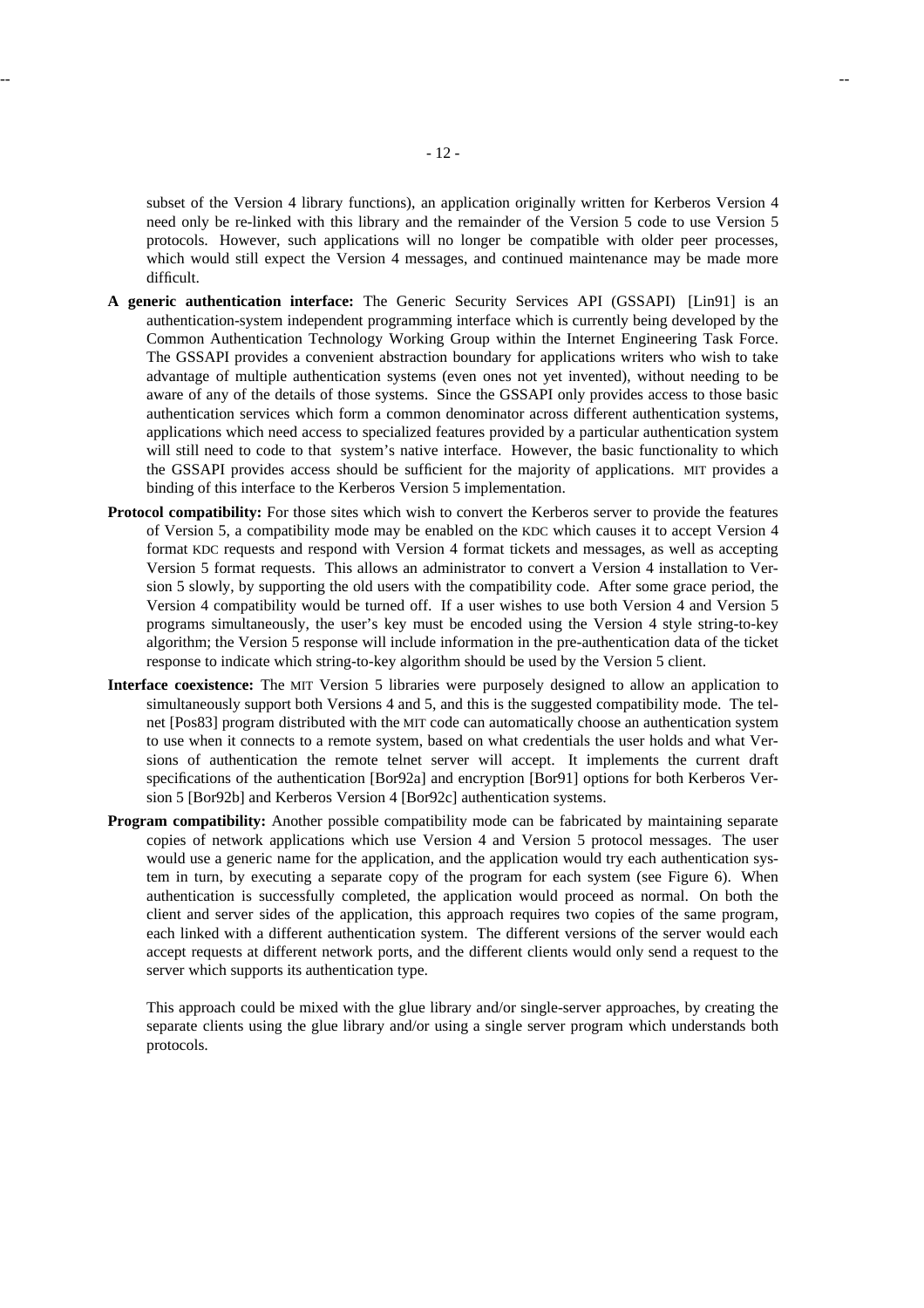subset of the Version 4 library functions), an application originally written for Kerberos Version 4 need only be re-linked with this library and the remainder of the Version 5 code to use Version 5 protocols. However, such applications will no longer be compatible with older peer processes, which would still expect the Version 4 messages, and continued maintenance may be made more difficult.

**A generic authentication interface:** The Generic Security Services API (GSSAPI) [Lin91] is an authentication-system independent programming interface which is currently being developed by the Common Authentication Technology Working Group within the Internet Engineering Task Force. The GSSAPI provides a convenient abstraction boundary for applications writers who wish to take advantage of multiple authentication systems (even ones not yet invented), without needing to be aware of any of the details of those systems. Since the GSSAPI only provides access to those basic authentication services which form a common denominator across different authentication systems, applications which need access to specialized features provided by a particular authentication system will still need to code to that system's native interface. However, the basic functionality to which the GSSAPI provides access should be sufficient for the majority of applications. MIT provides a binding of this interface to the Kerberos Version 5 implementation.

**Protocol compatibility:** For those sites which wish to convert the Kerberos server to provide the features of Version 5, a compatibility mode may be enabled on the KDC which causes it to accept Version 4 format KDC requests and respond with Version 4 format tickets and messages, as well as accepting Version 5 format requests. This allows an administrator to convert a Version 4 installation to Version 5 slowly, by supporting the old users with the compatibility code. After some grace period, the Version 4 compatibility would be turned off. If a user wishes to use both Version 4 and Version 5 programs simultaneously, the user's key must be encoded using the Version 4 style string-to-key algorithm; the Version 5 response will include information in the pre-authentication data of the ticket response to indicate which string-to-key algorithm should be used by the Version 5 client.

**Interface coexistence:** The MIT Version 5 libraries were purposely designed to allow an application to simultaneously support both Versions 4 and 5, and this is the suggested compatibility mode. The telnet [Pos83] program distributed with the MIT code can automatically choose an authentication system to use when it connects to a remote system, based on what credentials the user holds and what Versions of authentication the remote telnet server will accept. It implements the current draft specifications of the authentication [Bor92a] and encryption [Bor91] options for both Kerberos Version 5 [Bor92b] and Kerberos Version 4 [Bor92c] authentication systems.

**Program compatibility:** Another possible compatibility mode can be fabricated by maintaining separate copies of network applications which use Version 4 and Version 5 protocol messages. The user would use a generic name for the application, and the application would try each authentication system in turn, by executing a separate copy of the program for each system (see Figure 6). When authentication is successfully completed, the application would proceed as normal. On both the client and server sides of the application, this approach requires two copies of the same program, each linked with a different authentication system. The different versions of the server would each accept requests at different network ports, and the different clients would only send a request to the server which supports its authentication type.

This approach could be mixed with the glue library and/or single-server approaches, by creating the separate clients using the glue library and/or using a single server program which understands both protocols.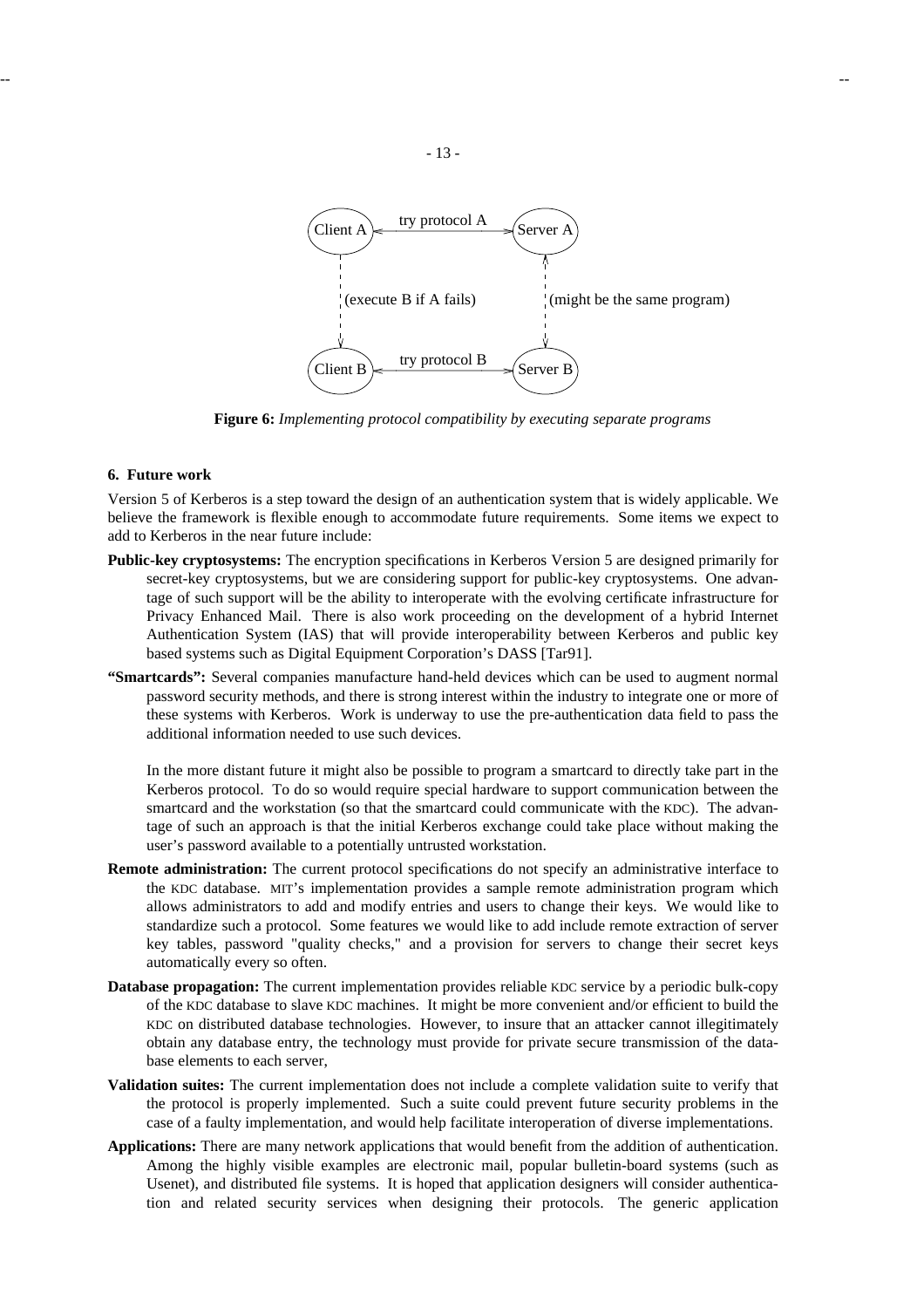**Figure 6:** *Implementing protocol compatibility by executing separate programs*

## 6. Future work

Version 5 of Kerberos is a step toward the design of an authentication system that is widely applicable. We believe the framework is flexible enough to accommodate future requirements. Some items we expect to add to Kerberos in the near future include:

**Public-key cryptosystems:** The encryption specifications in Kerberos Version 5 are designed primarily for secret-key cryptosystems, but we are considering support for public-key cryptosystems. One advantage of such support will be the ability to interoperate with the evolving certificate infrastructure for Privacy Enhanced Mail. There is also work proceeding on the development of a hybrid Internet Authentication System (IAS) that will provide interoperability between Kerberos and public key based systems such as Digital Equipment Corporation's DASS [Tar91].

**"Smartcards":** Several companies manufacture hand-held devices which can be used to augment normal password security methods, and there is strong interest within the industry to integrate one or more of these systems with Kerberos. Work is underway to use the pre-authentication data field to pass the additional information needed to use such devices.

In the more distant future it might also be possible to program a smartcard to directly take part in the Kerberos protocol. To do so would require special hardware to support communication between the smartcard and the workstation (so that the smartcard could communicate with the KDC). The advantage of such an approach is that the initial Kerberos exchange could take place without making the user's password available to a potentially untrusted workstation.

**Remote administration:** The current protocol specifications do not specify an administrative interface to the KDC database. MIT's implementation provides a sample remote administration program which allows administrators to add and modify entries and users to change their keys. We would like to standardize such a protocol. Some features we would like to add include remote extraction of server key tables, password "quality checks," and a provision for servers to change their secret keys automatically every so often.

**Database propagation:** The current implementation provides reliable KDC service by a periodic bulk-copy of the KDC database to slave KDC machines. It might be more convenient and/or efficient to build the KDC on distributed database technologies. However, to insure that an attacker cannot illegitimately obtain any database entry, the technology must provide for private secure transmission of the database elements to each server,

**Validation suites:** The current implementation does not include a complete validation suite to verify that the protocol is properly implemented. Such a suite could prevent future security problems in the case of a faulty implementation, and would help facilitate interoperation of diverse implementations.

**Applications:** There are many network applications that would benefit from the addition of authentication. Among the highly visible examples are electronic mail, popular bulletin-board systems (such as Usenet), and distributed file systems. It is hoped that application designers will consider authentication and related security services when designing their protocols. The generic application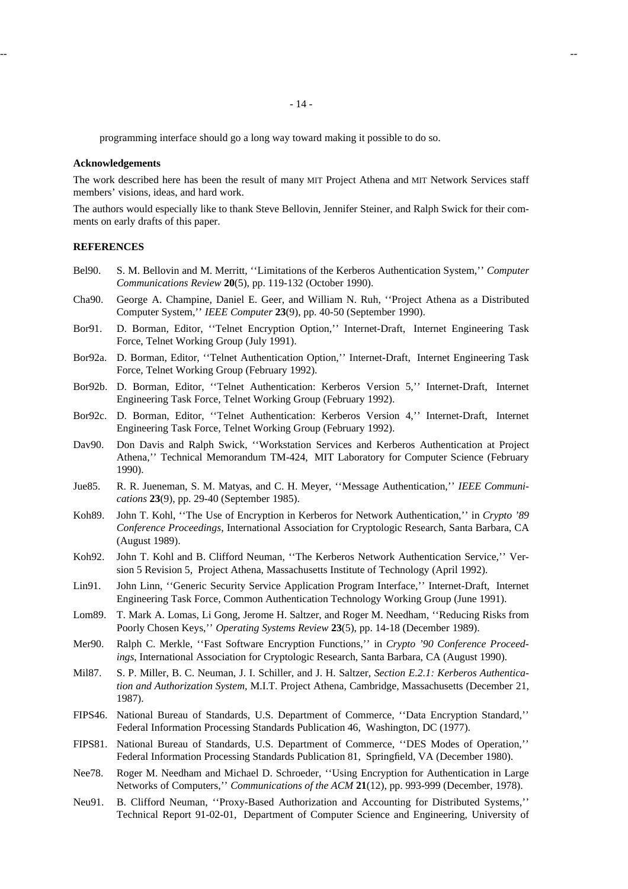programming interface should go a long way toward making it possible to do so.

**Acknowledgements**

The work described here has been the result of many MIT Project Athena and MIT Network Services staff members' visions, ideas, and hard work.

The authors would especially like to thank Steve Bellovin, Jennifer Steiner, and Ralph Swick for their comments on early drafts of this paper.

**REFERENCES**

Bel90. S. M. Bellovin and M. Merritt, ''Limitations of the Kerberos Authentication System,'' *Computer Communications Review* **20**(5), pp. 119-132 (October 1990).

Cha90. George A. Champine, Daniel E. Geer, and William N. Ruh, ''Project Athena as a Distributed Computer System,'' *IEEE Computer* **23**(9), pp. 40-50 (September 1990).

Bor91. D. Borman, Editor, ''Telnet Encryption Option,'' Internet-Draft, Internet Engineering Task Force, Telnet Working Group (July 1991).

Bor92a. D. Borman, Editor, ''Telnet Authentication Option,'' Internet-Draft, Internet Engineering Task Force, Telnet Working Group (February 1992).

Bor92b. D. Borman, Editor, ''Telnet Authentication: Kerberos Version 5,'' Internet-Draft, Internet Engineering Task Force, Telnet Working Group (February 1992).

Bor92c. D. Borman, Editor, ''Telnet Authentication: Kerberos Version 4,'' Internet-Draft, Internet Engineering Task Force, Telnet Working Group (February 1992).

Dav90. Don Davis and Ralph Swick, ''Workstation Services and Kerberos Authentication at Project Athena,'' Technical Memorandum TM-424, MIT Laboratory for Computer Science (February 1990).

Jue85. R. R. Jueneman, S. M. Matyas, and C. H. Meyer, ''Message Authentication,'' *IEEE Communications* **23**(9), pp. 29-40 (September 1985).

Koh89. John T. Kohl, ''The Use of Encryption in Kerberos for Network Authentication,'' in *Crypto '89 Conference Proceedings*, International Association for Cryptologic Research, Santa Barbara, CA (August 1989).

Koh92. John T. Kohl and B. Clifford Neuman, ''The Kerberos Network Authentication Service,'' Version 5 Revision 5, Project Athena, Massachusetts Institute of Technology (April 1992).

Lin91. John Linn, ''Generic Security Service Application Program Interface,'' Internet-Draft, Internet Engineering Task Force, Common Authentication Technology Working Group (June 1991).

Lom89. T. Mark A. Lomas, Li Gong, Jerome H. Saltzer, and Roger M. Needham, ''Reducing Risks from Poorly Chosen Keys,'' *Operating Systems Review* **23**(5), pp. 14-18 (December 1989).

Mer90. Ralph C. Merkle, ''Fast Software Encryption Functions,'' in *Crypto '90 Conference Proceedings*, International Association for Cryptologic Research, Santa Barbara, CA (August 1990).

Mil87. S. P. Miller, B. C. Neuman, J. I. Schiller, and J. H. Saltzer, *Section E.2.1: Kerberos Authentication and Authorization System*, M.I.T. Project Athena, Cambridge, Massachusetts (December 21, 1987).

FIPS46. National Bureau of Standards, U.S. Department of Commerce, ''Data Encryption Standard,'' Federal Information Processing Standards Publication 46, Washington, DC (1977).

FIPS81. National Bureau of Standards, U.S. Department of Commerce, ''DES Modes of Operation,'' Federal Information Processing Standards Publication 81, Springfield, VA (December 1980).

Nee78. Roger M. Needham and Michael D. Schroeder, ''Using Encryption for Authentication in Large Networks of Computers,'' *Communications of the ACM* **21**(12), pp. 993-999 (December, 1978).

Neu91. B. Clifford Neuman, ''Proxy-Based Authorization and Accounting for Distributed Systems,'' Technical Report 91-02-01, Department of Computer Science and Engineering, University of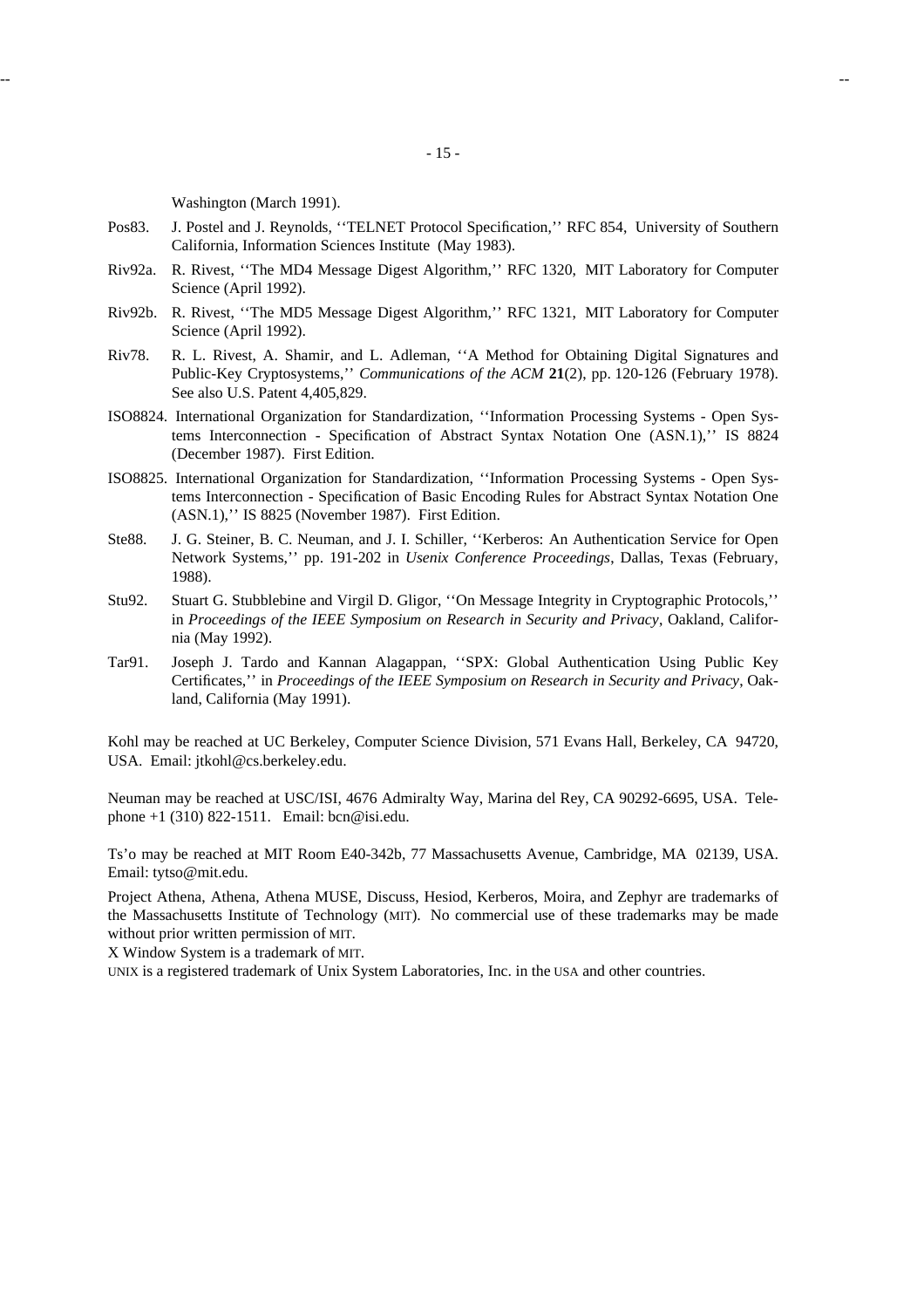Washington (March 1991).

Pos83. J. Postel and J. Reynolds, ''TELNET Protocol Specification,'' RFC 854, University of Southern California, Information Sciences Institute (May 1983).

Riv92a. R. Rivest, ''The MD4 Message Digest Algorithm,'' RFC 1320, MIT Laboratory for Computer Science (April 1992).

Riv92b. R. Rivest, ''The MD5 Message Digest Algorithm,'' RFC 1321, MIT Laboratory for Computer Science (April 1992).

Riv78. R. L. Rivest, A. Shamir, and L. Adleman, ''A Method for Obtaining Digital Signatures and Public-Key Cryptosystems,'' *Communications of the ACM* **21**(2), pp. 120-126 (February 1978). See also U.S. Patent 4,405,829.

ISO8824. International Organization for Standardization, ''Information Processing Systems - Open Systems Interconnection - Specification of Abstract Syntax Notation One (ASN.1),'' IS 8824 (December 1987). First Edition.

ISO8825. International Organization for Standardization, ''Information Processing Systems - Open Systems Interconnection - Specification of Basic Encoding Rules for Abstract Syntax Notation One (ASN.1),'' IS 8825 (November 1987). First Edition.

Ste88. J. G. Steiner, B. C. Neuman, and J. I. Schiller, ''Kerberos: An Authentication Service for Open Network Systems,'' pp. 191-202 in *Usenix Conference Proceedings*, Dallas, Texas (February, 1988).

Stu92. Stuart G. Stubblebine and Virgil D. Gligor, ''On Message Integrity in Cryptographic Protocols,'' in *Proceedings of the IEEE Symposium on Research in Security and Privacy*, Oakland, California (May 1992).

Tar91. Joseph J. Tardo and Kannan Alagappan, ''SPX: Global Authentication Using Public Key Certificates,'' in *Proceedings of the IEEE Symposium on Research in Security and Privacy*, Oakland, California (May 1991).

Kohl may be reached at UC Berkeley, Computer Science Division, 571 Evans Hall, Berkeley, CA 94720, USA. Email: jtkohl@cs.berkeley.edu.

Neuman may be reached at USC/ISI, 4676 Admiralty Way, Marina del Rey, CA 90292-6695, USA. Telephone +1 (310) 822-1511. Email: bcn@isi.edu.

Ts'o may be reached at MIT Room E40-342b, 77 Massachusetts Avenue, Cambridge, MA 02139, USA. Email: tytso@mit.edu.

Project Athena, Athena, Athena MUSE, Discuss, Hesiod, Kerberos, Moira, and Zephyr are trademarks of the Massachusetts Institute of Technology (MIT). No commercial use of these trademarks may be made without prior written permission of MIT.

X Window System is a trademark of MIT.

UNIX is a registered trademark of Unix System Laboratories, Inc. in the USA and other countries.